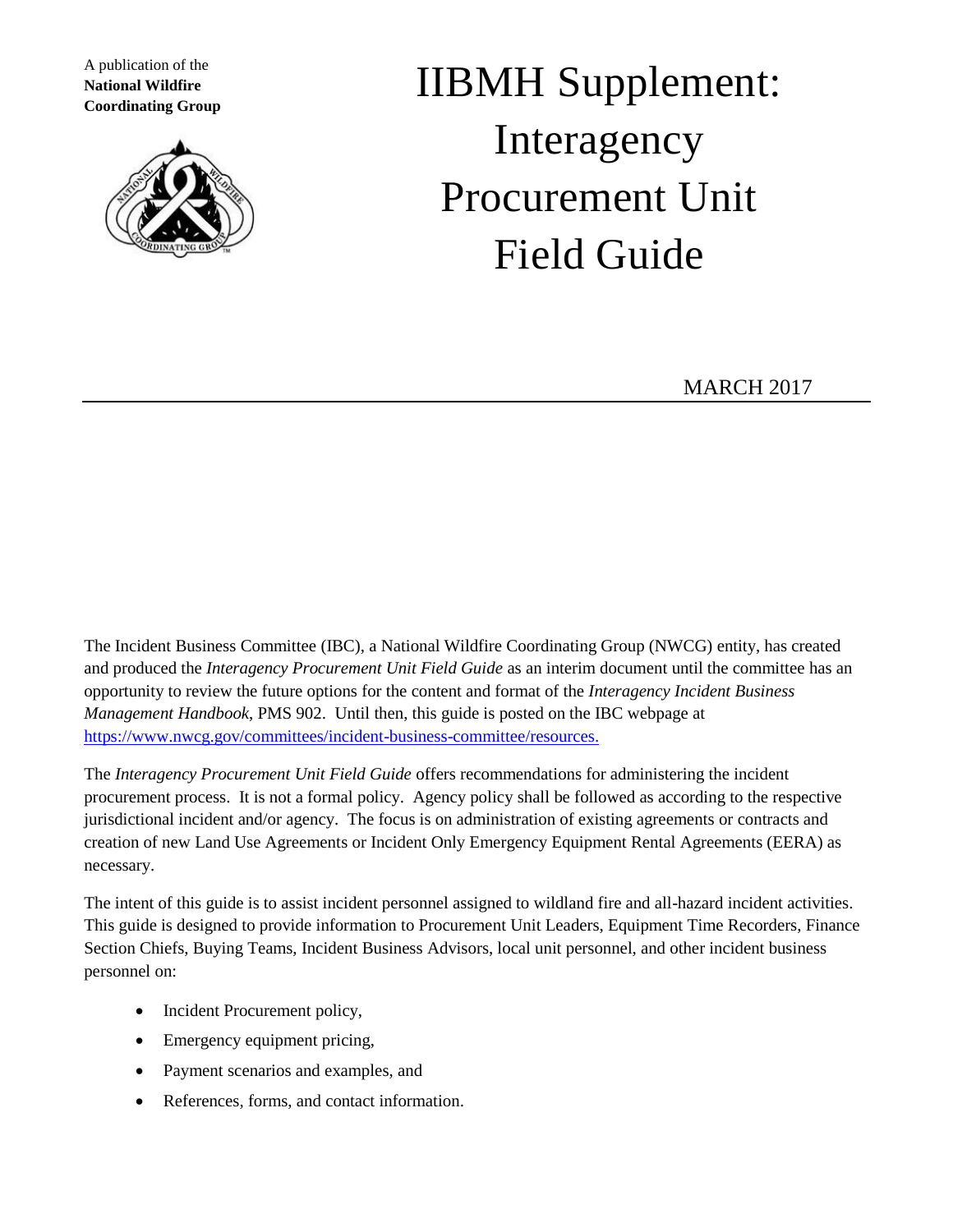A publication of the
**National Wildfire Coordinating Group**

# IIBMH Supplement: Interagency Procurement Unit Field Guide

MARCH 2017

The Incident Business Committee (IBC), a National Wildfire Coordinating Group (NWCG) entity, has created and produced the *Interagency Procurement Unit Field Guide* as an interim document until the committee has an opportunity to review the future options for the content and format of the *Interagency Incident Business Management Handbook*, PMS 902. Until then, this guide is posted on the IBC webpage at https://www.nwcg.gov/committees/incident-business-committee/resources.

The *Interagency Procurement Unit Field Guide* offers recommendations for administering the incident procurement process. It is not a formal policy. Agency policy shall be followed as according to the respective jurisdictional incident and/or agency. The focus is on administration of existing agreements or contracts and creation of new Land Use Agreements or Incident Only Emergency Equipment Rental Agreements (EERA) as necessary.

The intent of this guide is to assist incident personnel assigned to wildland fire and all-hazard incident activities. This guide is designed to provide information to Procurement Unit Leaders, Equipment Time Recorders, Finance Section Chiefs, Buying Teams, Incident Business Advisors, local unit personnel, and other incident business personnel on:

- Incident Procurement policy,
- Emergency equipment pricing,
- Payment scenarios and examples, and
- References, forms, and contact information.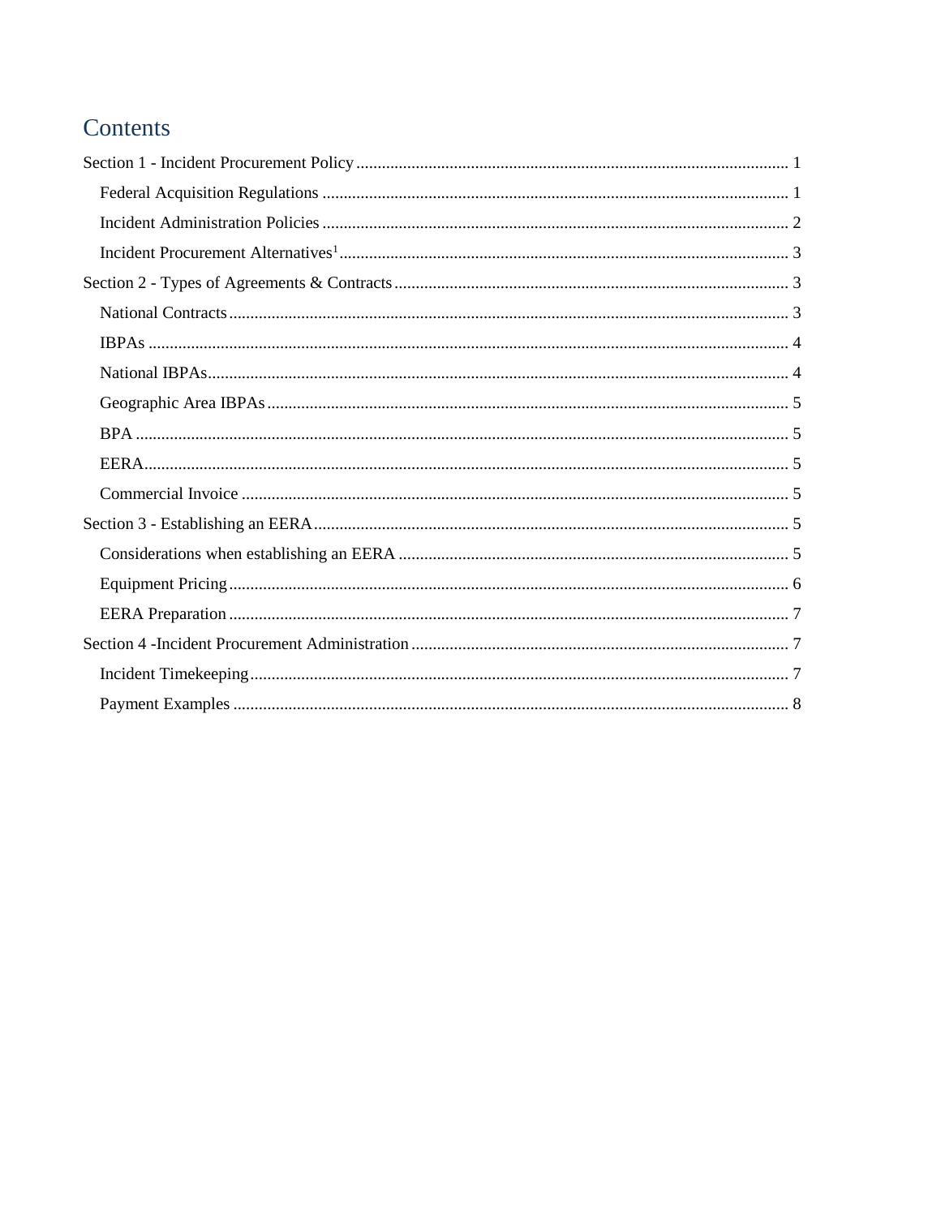# Contents

Section 1 - Incident Procurement Policy ..................... 1

- Federal Acquisition Regulations ..................... 1
- Incident Administration Policies ..................... 2
- Incident Procurement Alternatives[1] ..................... 3

Section 2 - Types of Agreements & Contracts ..................... 3

- National Contracts ..................... 3
- IBPAs ..................... 4
- National IBPAs ..................... 4
- Geographic Area IBPAs ..................... 5
- BPA ..................... 5
- EERA ..................... 5
- Commercial Invoice ..................... 5

Section 3 - Establishing an EERA ..................... 5

- Considerations when establishing an EERA ..................... 5
- Equipment Pricing ..................... 6
- EERA Preparation ..................... 7

Section 4 -Incident Procurement Administration ..................... 7

- Incident Timekeeping ..................... 7
- Payment Examples ..................... 8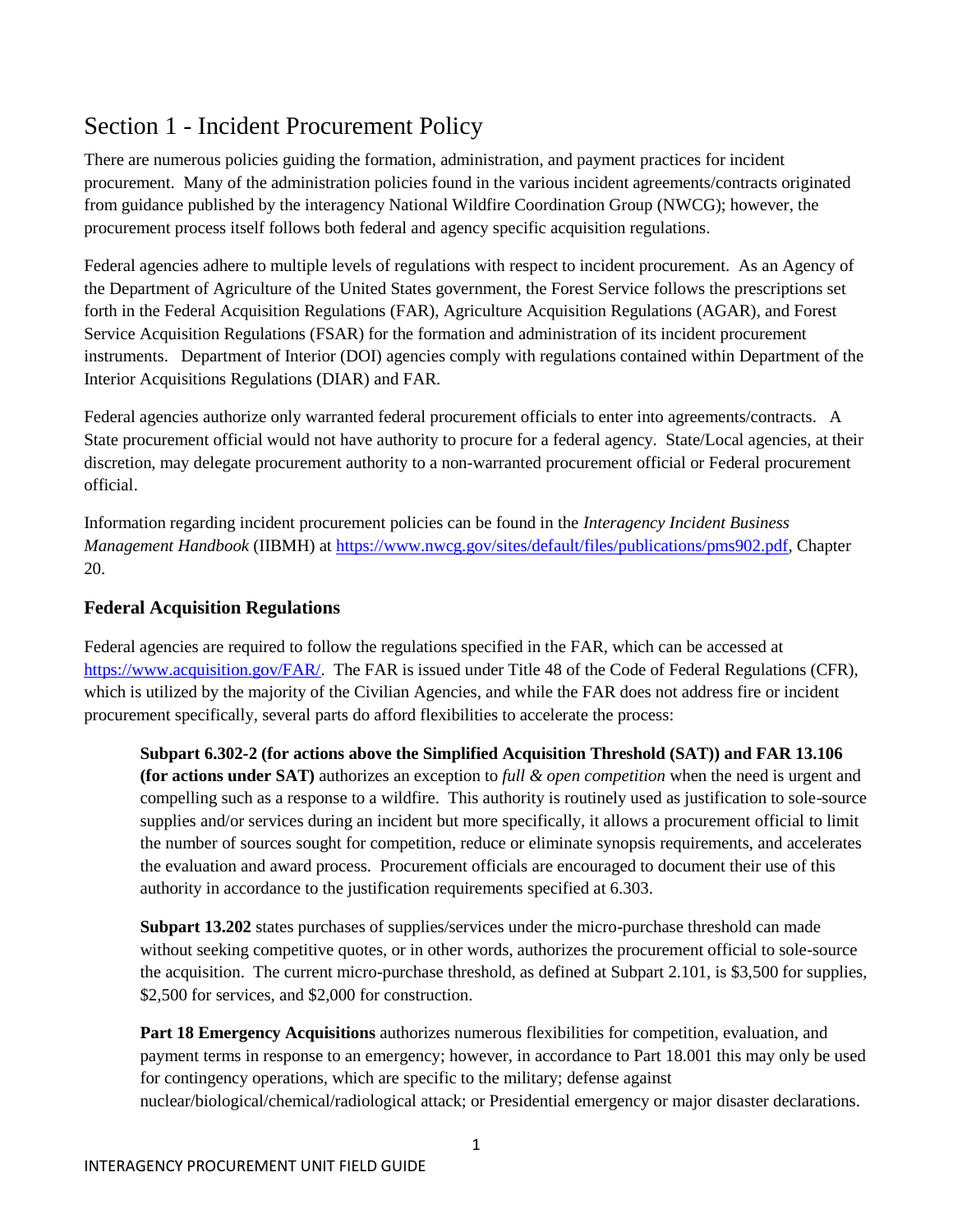# Section 1 - Incident Procurement Policy

There are numerous policies guiding the formation, administration, and payment practices for incident procurement. Many of the administration policies found in the various incident agreements/contracts originated from guidance published by the interagency National Wildfire Coordination Group (NWCG); however, the procurement process itself follows both federal and agency specific acquisition regulations.

Federal agencies adhere to multiple levels of regulations with respect to incident procurement. As an Agency of the Department of Agriculture of the United States government, the Forest Service follows the prescriptions set forth in the Federal Acquisition Regulations (FAR), Agriculture Acquisition Regulations (AGAR), and Forest Service Acquisition Regulations (FSAR) for the formation and administration of its incident procurement instruments. Department of Interior (DOI) agencies comply with regulations contained within Department of the Interior Acquisitions Regulations (DIAR) and FAR.

Federal agencies authorize only warranted federal procurement officials to enter into agreements/contracts. A State procurement official would not have authority to procure for a federal agency. State/Local agencies, at their discretion, may delegate procurement authority to a non-warranted procurement official or Federal procurement official.

Information regarding incident procurement policies can be found in the *Interagency Incident Business Management Handbook* (IIBMH) at https://www.nwcg.gov/sites/default/files/publications/pms902.pdf, Chapter 20.

## Federal Acquisition Regulations

Federal agencies are required to follow the regulations specified in the FAR, which can be accessed at https://www.acquisition.gov/FAR/. The FAR is issued under Title 48 of the Code of Federal Regulations (CFR), which is utilized by the majority of the Civilian Agencies, and while the FAR does not address fire or incident procurement specifically, several parts do afford flexibilities to accelerate the process:

> **Subpart 6.302-2 (for actions above the Simplified Acquisition Threshold (SAT)) and FAR 13.106 (for actions under SAT)** authorizes an exception to *full & open competition* when the need is urgent and compelling such as a response to a wildfire. This authority is routinely used as justification to sole-source supplies and/or services during an incident but more specifically, it allows a procurement official to limit the number of sources sought for competition, reduce or eliminate synopsis requirements, and accelerates the evaluation and award process. Procurement officials are encouraged to document their use of this authority in accordance to the justification requirements specified at 6.303.
>
> **Subpart 13.202** states purchases of supplies/services under the micro-purchase threshold can made without seeking competitive quotes, or in other words, authorizes the procurement official to sole-source the acquisition. The current micro-purchase threshold, as defined at Subpart 2.101, is $3,500 for supplies, $2,500 for services, and $2,000 for construction.
>
> **Part 18 Emergency Acquisitions** authorizes numerous flexibilities for competition, evaluation, and payment terms in response to an emergency; however, in accordance to Part 18.001 this may only be used for contingency operations, which are specific to the military; defense against nuclear/biological/chemical/radiological attack; or Presidential emergency or major disaster declarations.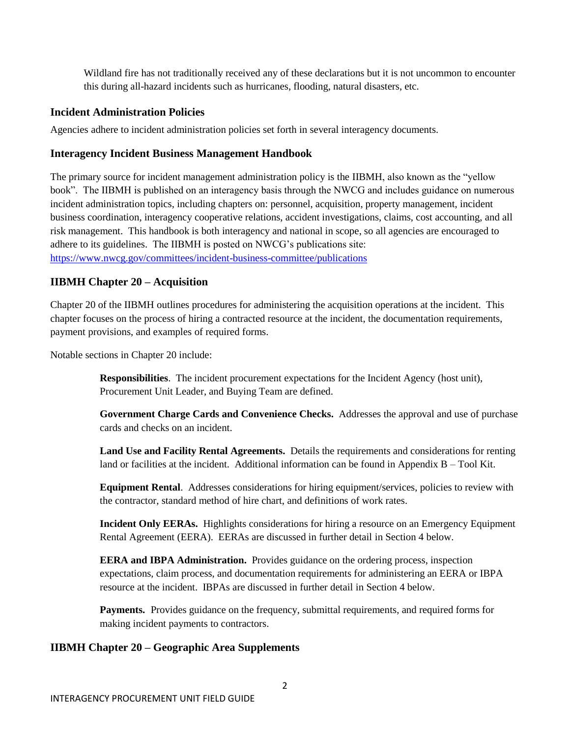Wildland fire has not traditionally received any of these declarations but it is not uncommon to encounter this during all-hazard incidents such as hurricanes, flooding, natural disasters, etc.

## Incident Administration Policies

Agencies adhere to incident administration policies set forth in several interagency documents.

## Interagency Incident Business Management Handbook

The primary source for incident management administration policy is the IIBMH, also known as the "yellow book". The IIBMH is published on an interagency basis through the NWCG and includes guidance on numerous incident administration topics, including chapters on: personnel, acquisition, property management, incident business coordination, interagency cooperative relations, accident investigations, claims, cost accounting, and all risk management. This handbook is both interagency and national in scope, so all agencies are encouraged to adhere to its guidelines. The IIBMH is posted on NWCG's publications site: https://www.nwcg.gov/committees/incident-business-committee/publications

## IIBMH Chapter 20 – Acquisition

Chapter 20 of the IIBMH outlines procedures for administering the acquisition operations at the incident. This chapter focuses on the process of hiring a contracted resource at the incident, the documentation requirements, payment provisions, and examples of required forms.

Notable sections in Chapter 20 include:

**Responsibilities**. The incident procurement expectations for the Incident Agency (host unit), Procurement Unit Leader, and Buying Team are defined.

**Government Charge Cards and Convenience Checks.** Addresses the approval and use of purchase cards and checks on an incident.

**Land Use and Facility Rental Agreements.** Details the requirements and considerations for renting land or facilities at the incident. Additional information can be found in Appendix B – Tool Kit.

**Equipment Rental**. Addresses considerations for hiring equipment/services, policies to review with the contractor, standard method of hire chart, and definitions of work rates.

**Incident Only EERAs.** Highlights considerations for hiring a resource on an Emergency Equipment Rental Agreement (EERA). EERAs are discussed in further detail in Section 4 below.

**EERA and IBPA Administration.** Provides guidance on the ordering process, inspection expectations, claim process, and documentation requirements for administering an EERA or IBPA resource at the incident. IBPAs are discussed in further detail in Section 4 below.

**Payments.** Provides guidance on the frequency, submittal requirements, and required forms for making incident payments to contractors.

## IIBMH Chapter 20 – Geographic Area Supplements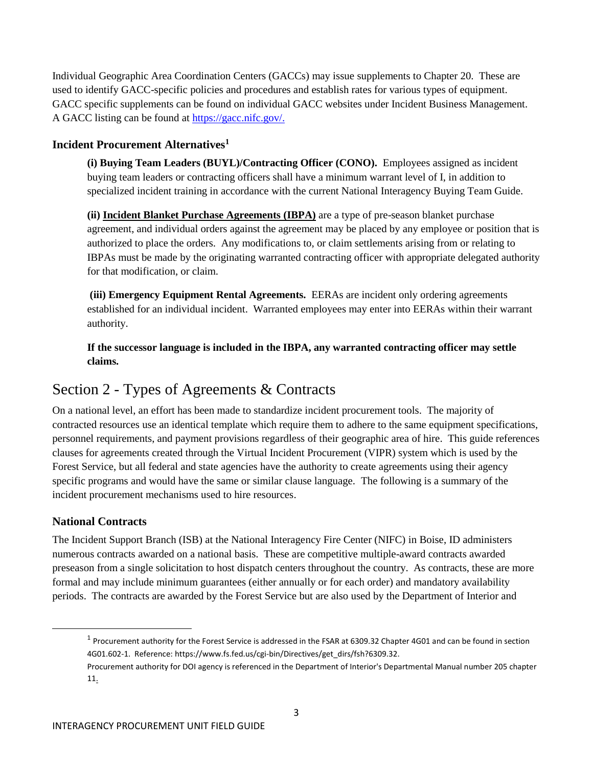Individual Geographic Area Coordination Centers (GACCs) may issue supplements to Chapter 20. These are used to identify GACC-specific policies and procedures and establish rates for various types of equipment. GACC specific supplements can be found on individual GACC websites under Incident Business Management. A GACC listing can be found at https://gacc.nifc.gov/.

### Incident Procurement Alternatives[1]

**(i) Buying Team Leaders (BUYL)/Contracting Officer (CONO).** Employees assigned as incident buying team leaders or contracting officers shall have a minimum warrant level of I, in addition to specialized incident training in accordance with the current National Interagency Buying Team Guide.

**(ii) Incident Blanket Purchase Agreements (IBPA)** are a type of pre-season blanket purchase agreement, and individual orders against the agreement may be placed by any employee or position that is authorized to place the orders. Any modifications to, or claim settlements arising from or relating to IBPAs must be made by the originating warranted contracting officer with appropriate delegated authority for that modification, or claim.

**(iii) Emergency Equipment Rental Agreements.** EERAs are incident only ordering agreements established for an individual incident. Warranted employees may enter into EERAs within their warrant authority.

**If the successor language is included in the IBPA, any warranted contracting officer may settle claims.**

## Section 2 - Types of Agreements & Contracts

On a national level, an effort has been made to standardize incident procurement tools. The majority of contracted resources use an identical template which require them to adhere to the same equipment specifications, personnel requirements, and payment provisions regardless of their geographic area of hire. This guide references clauses for agreements created through the Virtual Incident Procurement (VIPR) system which is used by the Forest Service, but all federal and state agencies have the authority to create agreements using their agency specific programs and would have the same or similar clause language. The following is a summary of the incident procurement mechanisms used to hire resources.

### National Contracts

The Incident Support Branch (ISB) at the National Interagency Fire Center (NIFC) in Boise, ID administers numerous contracts awarded on a national basis. These are competitive multiple-award contracts awarded preseason from a single solicitation to host dispatch centers throughout the country. As contracts, these are more formal and may include minimum guarantees (either annually or for each order) and mandatory availability periods. The contracts are awarded by the Forest Service but are also used by the Department of Interior and

[1] Procurement authority for the Forest Service is addressed in the FSAR at 6309.32 Chapter 4G01 and can be found in section 4G01.602-1. Reference: https://www.fs.fed.us/cgi-bin/Directives/get_dirs/fsh?6309.32.
Procurement authority for DOI agency is referenced in the Department of Interior's Departmental Manual number 205 chapter 11.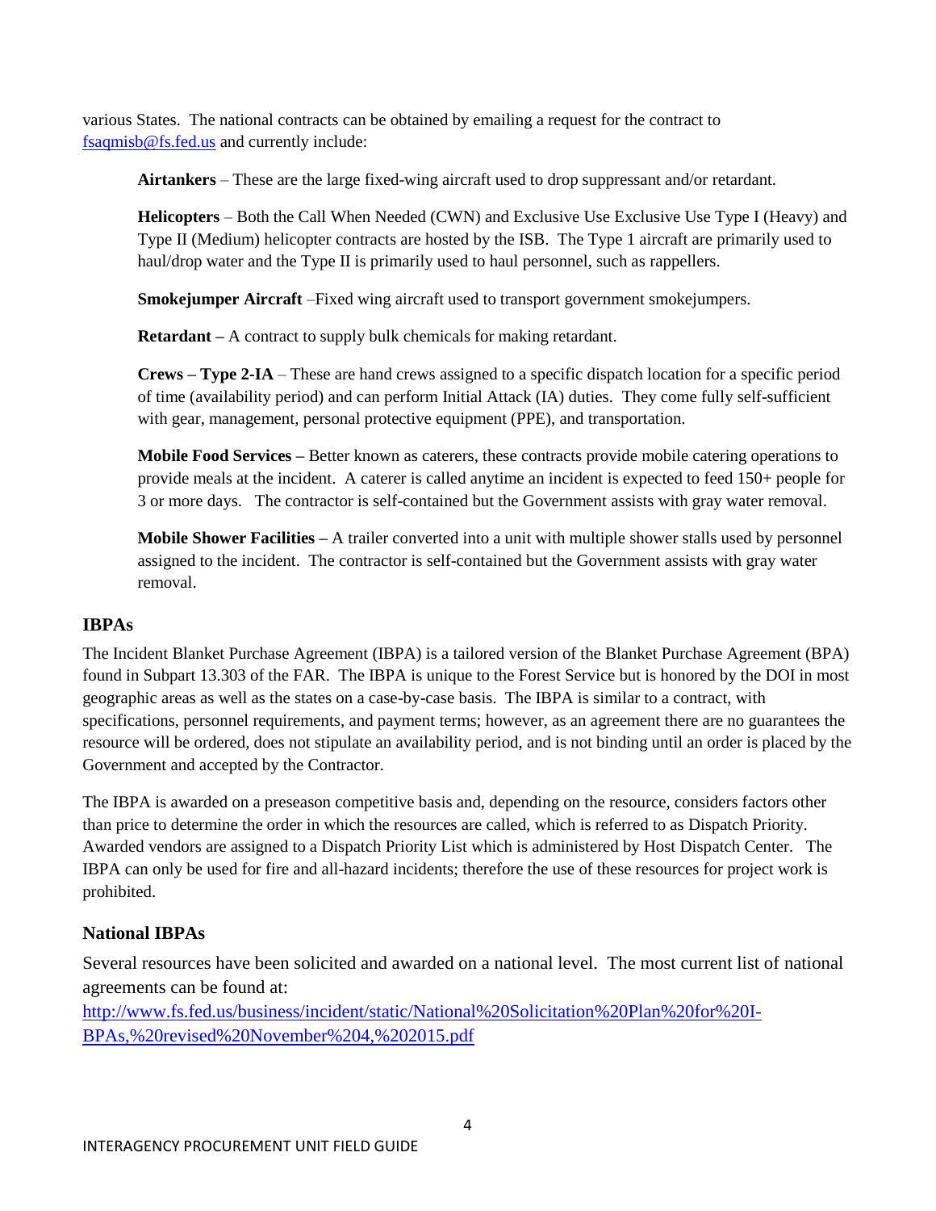various States. The national contracts can be obtained by emailing a request for the contract to [fsaqmisb@fs.fed.us](mailto:fsaqmisb@fs.fed.us) and currently include:

**Airtankers** – These are the large fixed-wing aircraft used to drop suppressant and/or retardant.

**Helicopters** – Both the Call When Needed (CWN) and Exclusive Use Exclusive Use Type I (Heavy) and Type II (Medium) helicopter contracts are hosted by the ISB. The Type 1 aircraft are primarily used to haul/drop water and the Type II is primarily used to haul personnel, such as rappellers.

**Smokejumper Aircraft** –Fixed wing aircraft used to transport government smokejumpers.

**Retardant –** A contract to supply bulk chemicals for making retardant.

**Crews – Type 2-IA** – These are hand crews assigned to a specific dispatch location for a specific period of time (availability period) and can perform Initial Attack (IA) duties. They come fully self-sufficient with gear, management, personal protective equipment (PPE), and transportation.

**Mobile Food Services –** Better known as caterers, these contracts provide mobile catering operations to provide meals at the incident. A caterer is called anytime an incident is expected to feed 150+ people for 3 or more days. The contractor is self-contained but the Government assists with gray water removal.

**Mobile Shower Facilities –** A trailer converted into a unit with multiple shower stalls used by personnel assigned to the incident. The contractor is self-contained but the Government assists with gray water removal.

## IBPAs

The Incident Blanket Purchase Agreement (IBPA) is a tailored version of the Blanket Purchase Agreement (BPA) found in Subpart 13.303 of the FAR. The IBPA is unique to the Forest Service but is honored by the DOI in most geographic areas as well as the states on a case-by-case basis. The IBPA is similar to a contract, with specifications, personnel requirements, and payment terms; however, as an agreement there are no guarantees the resource will be ordered, does not stipulate an availability period, and is not binding until an order is placed by the Government and accepted by the Contractor.

The IBPA is awarded on a preseason competitive basis and, depending on the resource, considers factors other than price to determine the order in which the resources are called, which is referred to as Dispatch Priority. Awarded vendors are assigned to a Dispatch Priority List which is administered by Host Dispatch Center. The IBPA can only be used for fire and all-hazard incidents; therefore the use of these resources for project work is prohibited.

## National IBPAs

Several resources have been solicited and awarded on a national level. The most current list of national agreements can be found at:
[http://www.fs.fed.us/business/incident/static/National%20Solicitation%20Plan%20for%20I-BPAs,%20revised%20November%204,%202015.pdf](http://www.fs.fed.us/business/incident/static/National%20Solicitation%20Plan%20for%20I-BPAs,%20revised%20November%204,%202015.pdf)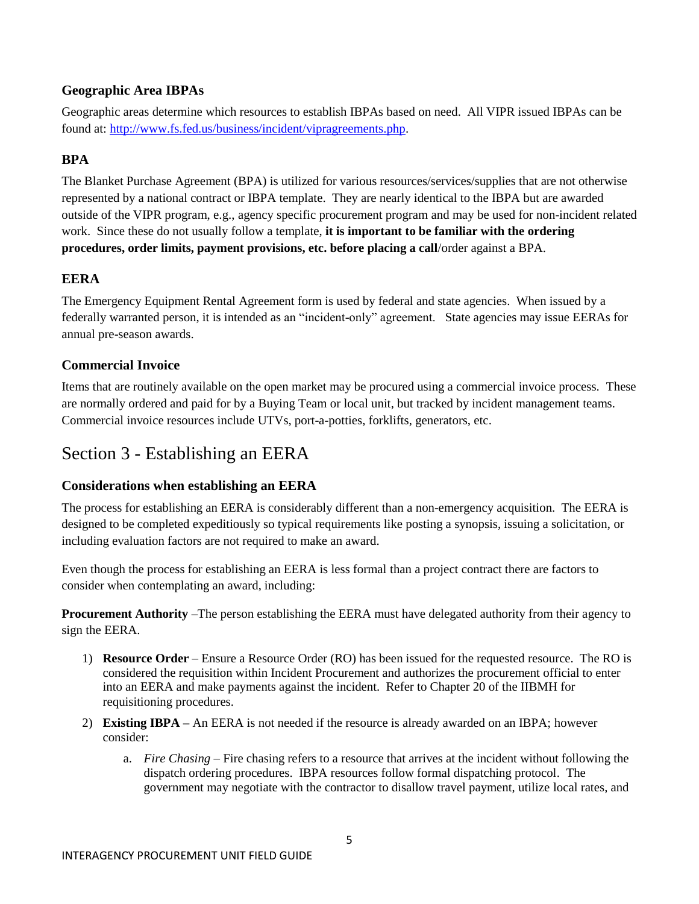### Geographic Area IBPAs

Geographic areas determine which resources to establish IBPAs based on need. All VIPR issued IBPAs can be found at: [http://www.fs.fed.us/business/incident/vipragreements.php](http://www.fs.fed.us/business/incident/vipragreements.php).

### BPA

The Blanket Purchase Agreement (BPA) is utilized for various resources/services/supplies that are not otherwise represented by a national contract or IBPA template. They are nearly identical to the IBPA but are awarded outside of the VIPR program, e.g., agency specific procurement program and may be used for non-incident related work. Since these do not usually follow a template, **it is important to be familiar with the ordering procedures, order limits, payment provisions, etc. before placing a call**/order against a BPA.

### EERA

The Emergency Equipment Rental Agreement form is used by federal and state agencies. When issued by a federally warranted person, it is intended as an "incident-only" agreement. State agencies may issue EERAs for annual pre-season awards.

### Commercial Invoice

Items that are routinely available on the open market may be procured using a commercial invoice process. These are normally ordered and paid for by a Buying Team or local unit, but tracked by incident management teams. Commercial invoice resources include UTVs, port-a-potties, forklifts, generators, etc.

## Section 3 - Establishing an EERA

### Considerations when establishing an EERA

The process for establishing an EERA is considerably different than a non-emergency acquisition. The EERA is designed to be completed expeditiously so typical requirements like posting a synopsis, issuing a solicitation, or including evaluation factors are not required to make an award.

Even though the process for establishing an EERA is less formal than a project contract there are factors to consider when contemplating an award, including:

**Procurement Authority** –The person establishing the EERA must have delegated authority from their agency to sign the EERA.

1) **Resource Order** – Ensure a Resource Order (RO) has been issued for the requested resource. The RO is considered the requisition within Incident Procurement and authorizes the procurement official to enter into an EERA and make payments against the incident. Refer to Chapter 20 of the IIBMH for requisitioning procedures.
2) **Existing IBPA –** An EERA is not needed if the resource is already awarded on an IBPA; however consider:
    a. *Fire Chasing* – Fire chasing refers to a resource that arrives at the incident without following the dispatch ordering procedures. IBPA resources follow formal dispatching protocol. The government may negotiate with the contractor to disallow travel payment, utilize local rates, and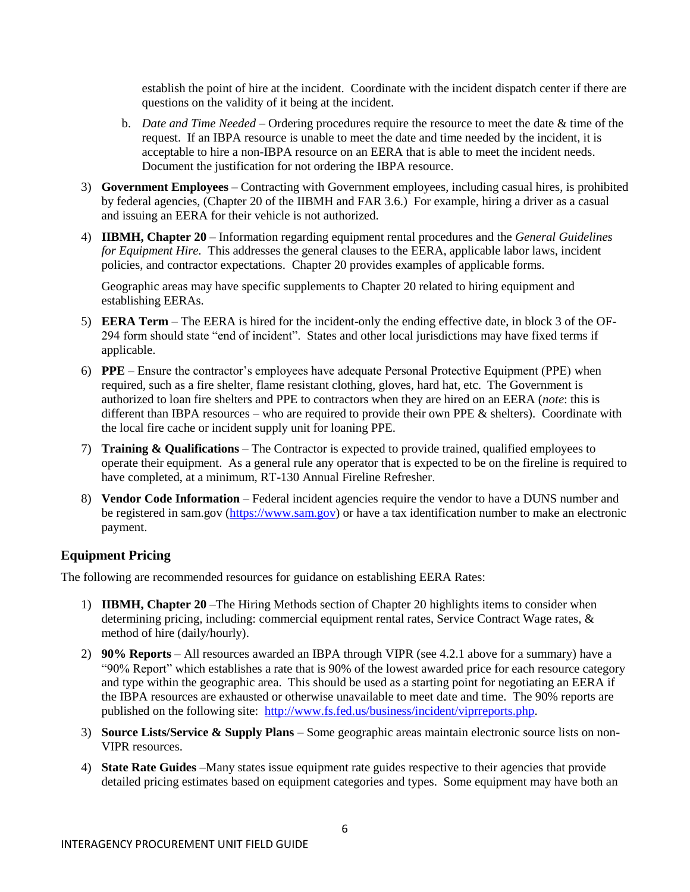establish the point of hire at the incident. Coordinate with the incident dispatch center if there are questions on the validity of it being at the incident.

b. *Date and Time Needed* – Ordering procedures require the resource to meet the date & time of the request. If an IBPA resource is unable to meet the date and time needed by the incident, it is acceptable to hire a non-IBPA resource on an EERA that is able to meet the incident needs. Document the justification for not ordering the IBPA resource.

3) **Government Employees** – Contracting with Government employees, including casual hires, is prohibited by federal agencies, (Chapter 20 of the IIBMH and FAR 3.6.) For example, hiring a driver as a casual and issuing an EERA for their vehicle is not authorized.

4) **IIBMH, Chapter 20** – Information regarding equipment rental procedures and the *General Guidelines for Equipment Hire*. This addresses the general clauses to the EERA, applicable labor laws, incident policies, and contractor expectations. Chapter 20 provides examples of applicable forms.

   Geographic areas may have specific supplements to Chapter 20 related to hiring equipment and establishing EERAs.

5) **EERA Term** – The EERA is hired for the incident-only the ending effective date, in block 3 of the OF-294 form should state "end of incident". States and other local jurisdictions may have fixed terms if applicable.

6) **PPE** – Ensure the contractor's employees have adequate Personal Protective Equipment (PPE) when required, such as a fire shelter, flame resistant clothing, gloves, hard hat, etc. The Government is authorized to loan fire shelters and PPE to contractors when they are hired on an EERA (*note*: this is different than IBPA resources – who are required to provide their own PPE & shelters). Coordinate with the local fire cache or incident supply unit for loaning PPE.

7) **Training & Qualifications** – The Contractor is expected to provide trained, qualified employees to operate their equipment. As a general rule any operator that is expected to be on the fireline is required to have completed, at a minimum, RT-130 Annual Fireline Refresher.

8) **Vendor Code Information** – Federal incident agencies require the vendor to have a DUNS number and be registered in sam.gov (https://www.sam.gov) or have a tax identification number to make an electronic payment.

## Equipment Pricing

The following are recommended resources for guidance on establishing EERA Rates:

1) **IIBMH, Chapter 20** –The Hiring Methods section of Chapter 20 highlights items to consider when determining pricing, including: commercial equipment rental rates, Service Contract Wage rates, & method of hire (daily/hourly).

2) **90% Reports** – All resources awarded an IBPA through VIPR (see 4.2.1 above for a summary) have a "90% Report" which establishes a rate that is 90% of the lowest awarded price for each resource category and type within the geographic area. This should be used as a starting point for negotiating an EERA if the IBPA resources are exhausted or otherwise unavailable to meet date and time. The 90% reports are published on the following site: http://www.fs.fed.us/business/incident/viprreports.php.

3) **Source Lists/Service & Supply Plans** – Some geographic areas maintain electronic source lists on non-VIPR resources.

4) **State Rate Guides** –Many states issue equipment rate guides respective to their agencies that provide detailed pricing estimates based on equipment categories and types. Some equipment may have both an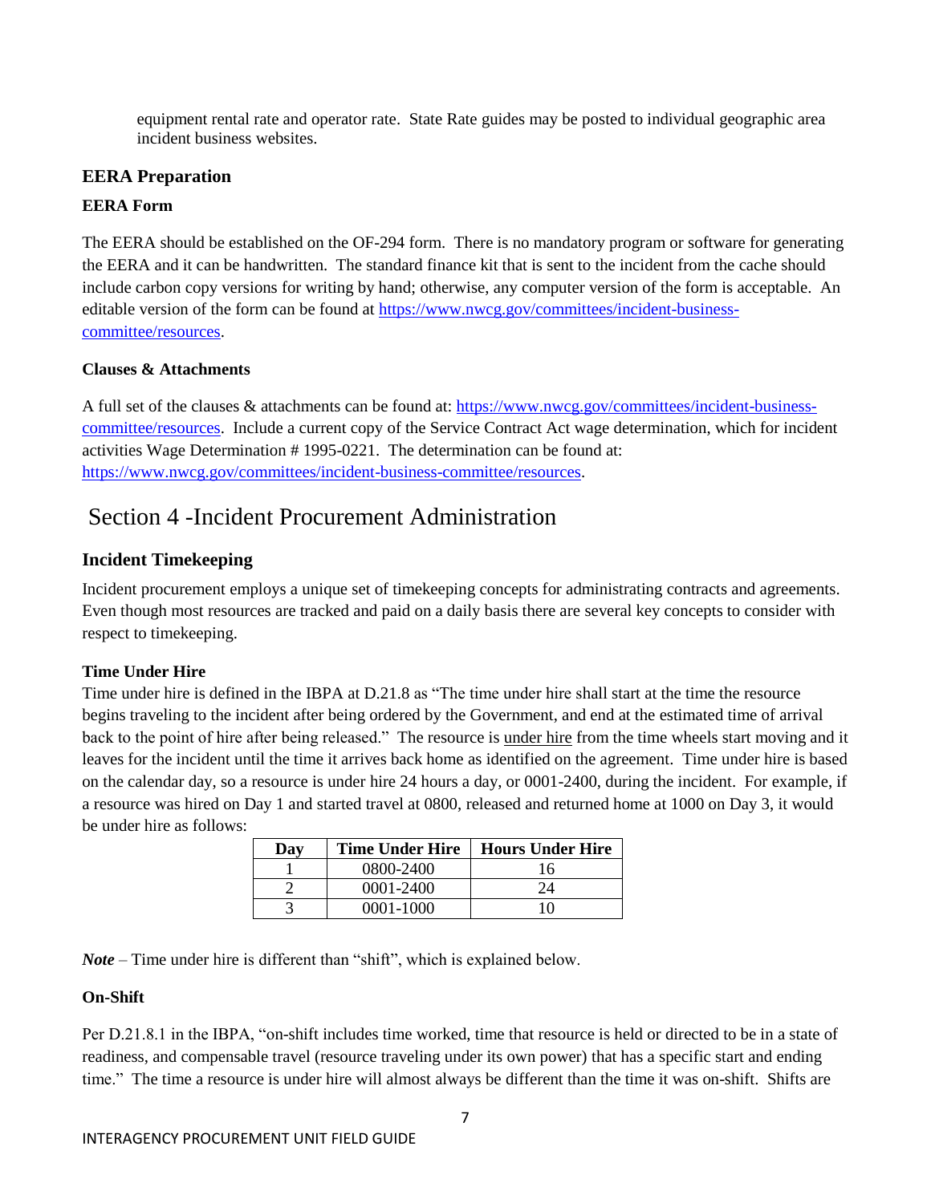equipment rental rate and operator rate. State Rate guides may be posted to individual geographic area incident business websites.

### EERA Preparation

#### EERA Form

The EERA should be established on the OF-294 form. There is no mandatory program or software for generating the EERA and it can be handwritten. The standard finance kit that is sent to the incident from the cache should include carbon copy versions for writing by hand; otherwise, any computer version of the form is acceptable. An editable version of the form can be found at https://www.nwcg.gov/committees/incident-business-committee/resources.

#### Clauses & Attachments

A full set of the clauses & attachments can be found at: https://www.nwcg.gov/committees/incident-business-committee/resources. Include a current copy of the Service Contract Act wage determination, which for incident activities Wage Determination # 1995-0221. The determination can be found at: https://www.nwcg.gov/committees/incident-business-committee/resources.

## Section 4 -Incident Procurement Administration

### Incident Timekeeping

Incident procurement employs a unique set of timekeeping concepts for administrating contracts and agreements. Even though most resources are tracked and paid on a daily basis there are several key concepts to consider with respect to timekeeping.

#### Time Under Hire

Time under hire is defined in the IBPA at D.21.8 as "The time under hire shall start at the time the resource begins traveling to the incident after being ordered by the Government, and end at the estimated time of arrival back to the point of hire after being released." The resource is under hire from the time wheels start moving and it leaves for the incident until the time it arrives back home as identified on the agreement. Time under hire is based on the calendar day, so a resource is under hire 24 hours a day, or 0001-2400, during the incident. For example, if a resource was hired on Day 1 and started travel at 0800, released and returned home at 1000 on Day 3, it would be under hire as follows:

| Day | Time Under Hire | Hours Under Hire |
|---|---|---|
| 1 | 0800-2400 | 16 |
| 2 | 0001-2400 | 24 |
| 3 | 0001-1000 | 10 |

***Note*** – Time under hire is different than "shift", which is explained below.

#### On-Shift

Per D.21.8.1 in the IBPA, "on-shift includes time worked, time that resource is held or directed to be in a state of readiness, and compensable travel (resource traveling under its own power) that has a specific start and ending time." The time a resource is under hire will almost always be different than the time it was on-shift. Shifts are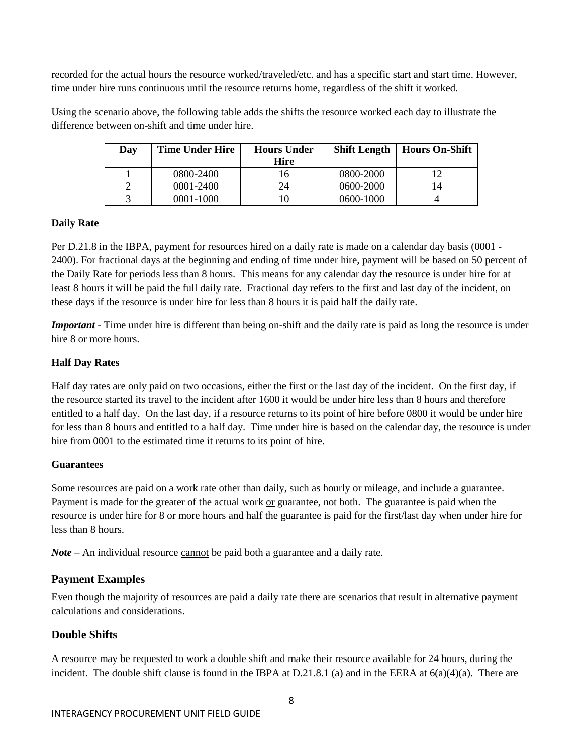recorded for the actual hours the resource worked/traveled/etc. and has a specific start and start time. However, time under hire runs continuous until the resource returns home, regardless of the shift it worked.

Using the scenario above, the following table adds the shifts the resource worked each day to illustrate the difference between on-shift and time under hire.

| Day | Time Under Hire | Hours Under Hire | Shift Length | Hours On-Shift |
|---|---|---|---|---|
| 1 | 0800-2400 | 16 | 0800-2000 | 12 |
| 2 | 0001-2400 | 24 | 0600-2000 | 14 |
| 3 | 0001-1000 | 10 | 0600-1000 | 4 |

**Daily Rate**

Per D.21.8 in the IBPA, payment for resources hired on a daily rate is made on a calendar day basis (0001 - 2400). For fractional days at the beginning and ending of time under hire, payment will be based on 50 percent of the Daily Rate for periods less than 8 hours. This means for any calendar day the resource is under hire for at least 8 hours it will be paid the full daily rate. Fractional day refers to the first and last day of the incident, on these days if the resource is under hire for less than 8 hours it is paid half the daily rate.

***Important*** - Time under hire is different than being on-shift and the daily rate is paid as long the resource is under hire 8 or more hours.

**Half Day Rates**

Half day rates are only paid on two occasions, either the first or the last day of the incident. On the first day, if the resource started its travel to the incident after 1600 it would be under hire less than 8 hours and therefore entitled to a half day. On the last day, if a resource returns to its point of hire before 0800 it would be under hire for less than 8 hours and entitled to a half day. Time under hire is based on the calendar day, the resource is under hire from 0001 to the estimated time it returns to its point of hire.

**Guarantees**

Some resources are paid on a work rate other than daily, such as hourly or mileage, and include a guarantee. Payment is made for the greater of the actual work or guarantee, not both. The guarantee is paid when the resource is under hire for 8 or more hours and half the guarantee is paid for the first/last day when under hire for less than 8 hours.

***Note*** – An individual resource cannot be paid both a guarantee and a daily rate.

## Payment Examples

Even though the majority of resources are paid a daily rate there are scenarios that result in alternative payment calculations and considerations.

## Double Shifts

A resource may be requested to work a double shift and make their resource available for 24 hours, during the incident. The double shift clause is found in the IBPA at D.21.8.1 (a) and in the EERA at 6(a)(4)(a). There are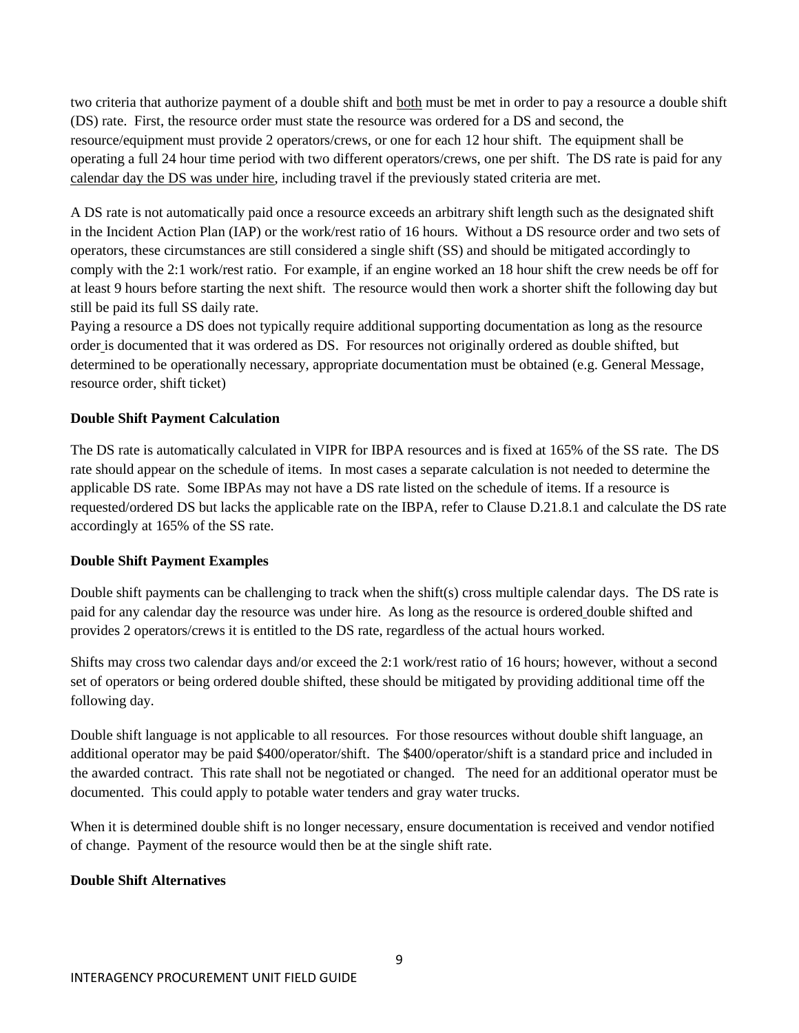two criteria that authorize payment of a double shift and both must be met in order to pay a resource a double shift (DS) rate. First, the resource order must state the resource was ordered for a DS and second, the resource/equipment must provide 2 operators/crews, or one for each 12 hour shift. The equipment shall be operating a full 24 hour time period with two different operators/crews, one per shift. The DS rate is paid for any calendar day the DS was under hire, including travel if the previously stated criteria are met.

A DS rate is not automatically paid once a resource exceeds an arbitrary shift length such as the designated shift in the Incident Action Plan (IAP) or the work/rest ratio of 16 hours. Without a DS resource order and two sets of operators, these circumstances are still considered a single shift (SS) and should be mitigated accordingly to comply with the 2:1 work/rest ratio. For example, if an engine worked an 18 hour shift the crew needs be off for at least 9 hours before starting the next shift. The resource would then work a shorter shift the following day but still be paid its full SS daily rate.

Paying a resource a DS does not typically require additional supporting documentation as long as the resource order is documented that it was ordered as DS. For resources not originally ordered as double shifted, but determined to be operationally necessary, appropriate documentation must be obtained (e.g. General Message, resource order, shift ticket)

**Double Shift Payment Calculation**

The DS rate is automatically calculated in VIPR for IBPA resources and is fixed at 165% of the SS rate. The DS rate should appear on the schedule of items. In most cases a separate calculation is not needed to determine the applicable DS rate. Some IBPAs may not have a DS rate listed on the schedule of items. If a resource is requested/ordered DS but lacks the applicable rate on the IBPA, refer to Clause D.21.8.1 and calculate the DS rate accordingly at 165% of the SS rate.

**Double Shift Payment Examples**

Double shift payments can be challenging to track when the shift(s) cross multiple calendar days. The DS rate is paid for any calendar day the resource was under hire. As long as the resource is ordered double shifted and provides 2 operators/crews it is entitled to the DS rate, regardless of the actual hours worked.

Shifts may cross two calendar days and/or exceed the 2:1 work/rest ratio of 16 hours; however, without a second set of operators or being ordered double shifted, these should be mitigated by providing additional time off the following day.

Double shift language is not applicable to all resources. For those resources without double shift language, an additional operator may be paid $400/operator/shift. The $400/operator/shift is a standard price and included in the awarded contract. This rate shall not be negotiated or changed. The need for an additional operator must be documented. This could apply to potable water tenders and gray water trucks.

When it is determined double shift is no longer necessary, ensure documentation is received and vendor notified of change. Payment of the resource would then be at the single shift rate.

**Double Shift Alternatives**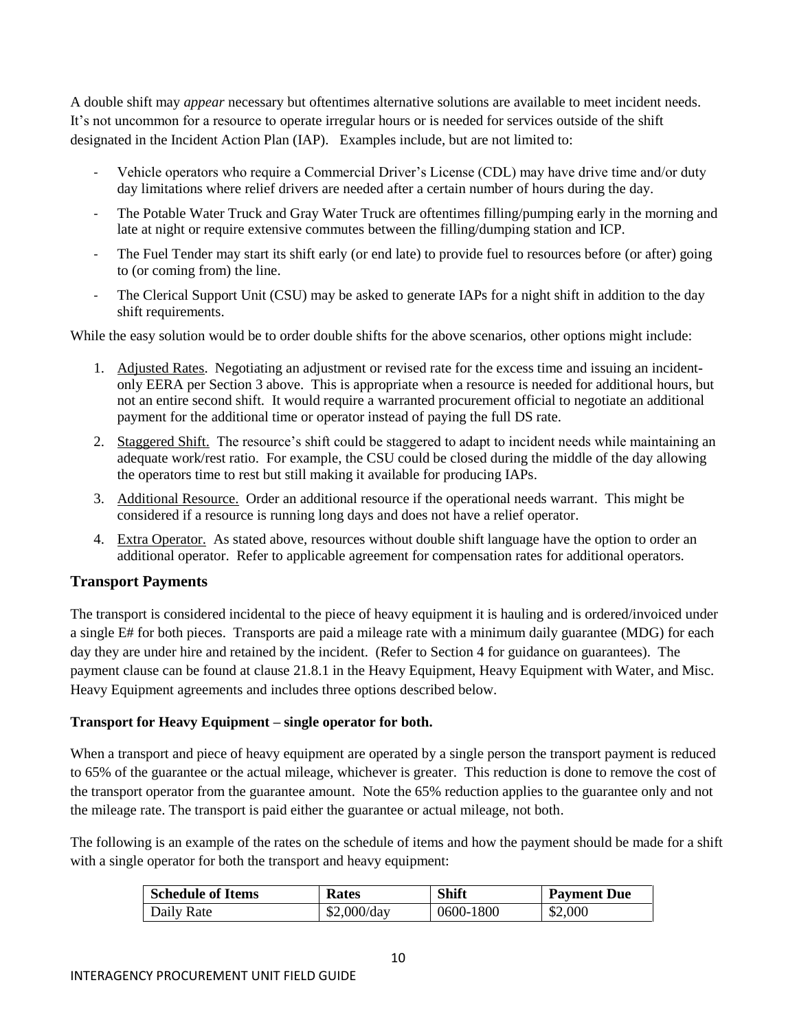A double shift may *appear* necessary but oftentimes alternative solutions are available to meet incident needs. It's not uncommon for a resource to operate irregular hours or is needed for services outside of the shift designated in the Incident Action Plan (IAP). Examples include, but are not limited to:

- Vehicle operators who require a Commercial Driver's License (CDL) may have drive time and/or duty day limitations where relief drivers are needed after a certain number of hours during the day.
- The Potable Water Truck and Gray Water Truck are oftentimes filling/pumping early in the morning and late at night or require extensive commutes between the filling/dumping station and ICP.
- The Fuel Tender may start its shift early (or end late) to provide fuel to resources before (or after) going to (or coming from) the line.
- The Clerical Support Unit (CSU) may be asked to generate IAPs for a night shift in addition to the day shift requirements.

While the easy solution would be to order double shifts for the above scenarios, other options might include:

1. Adjusted Rates. Negotiating an adjustment or revised rate for the excess time and issuing an incident-only EERA per Section 3 above. This is appropriate when a resource is needed for additional hours, but not an entire second shift. It would require a warranted procurement official to negotiate an additional payment for the additional time or operator instead of paying the full DS rate.
2. Staggered Shift. The resource's shift could be staggered to adapt to incident needs while maintaining an adequate work/rest ratio. For example, the CSU could be closed during the middle of the day allowing the operators time to rest but still making it available for producing IAPs.
3. Additional Resource. Order an additional resource if the operational needs warrant. This might be considered if a resource is running long days and does not have a relief operator.
4. Extra Operator. As stated above, resources without double shift language have the option to order an additional operator. Refer to applicable agreement for compensation rates for additional operators.

## Transport Payments

The transport is considered incidental to the piece of heavy equipment it is hauling and is ordered/invoiced under a single E# for both pieces. Transports are paid a mileage rate with a minimum daily guarantee (MDG) for each day they are under hire and retained by the incident. (Refer to Section 4 for guidance on guarantees). The payment clause can be found at clause 21.8.1 in the Heavy Equipment, Heavy Equipment with Water, and Misc. Heavy Equipment agreements and includes three options described below.

**Transport for Heavy Equipment – single operator for both.**

When a transport and piece of heavy equipment are operated by a single person the transport payment is reduced to 65% of the guarantee or the actual mileage, whichever is greater. This reduction is done to remove the cost of the transport operator from the guarantee amount. Note the 65% reduction applies to the guarantee only and not the mileage rate. The transport is paid either the guarantee or actual mileage, not both.

The following is an example of the rates on the schedule of items and how the payment should be made for a shift with a single operator for both the transport and heavy equipment:

| Schedule of Items | Rates | Shift | Payment Due |
|---|---|---|---|
| Daily Rate | $2,000/day | 0600-1800 | $2,000 |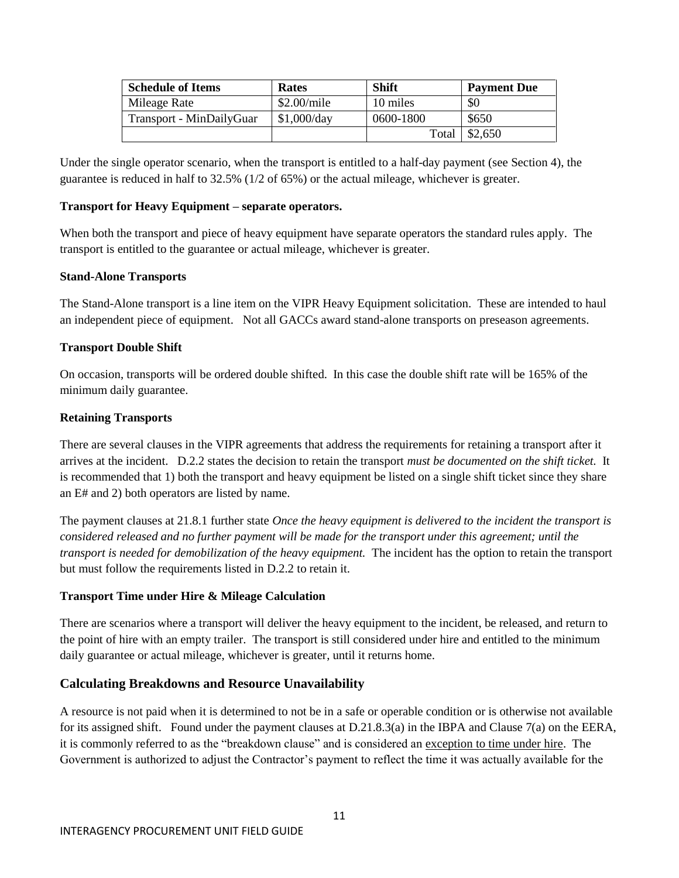| Schedule of Items | Rates | Shift | Payment Due |
| --- | --- | --- | --- |
| Mileage Rate | $2.00/mile | 10 miles | $0 |
| Transport - MinDailyGuar | $1,000/day | 0600-1800 | $650 |
| | | Total | $2,650 |

Under the single operator scenario, when the transport is entitled to a half-day payment (see Section 4), the guarantee is reduced in half to 32.5% (1/2 of 65%) or the actual mileage, whichever is greater.

**Transport for Heavy Equipment – separate operators.**

When both the transport and piece of heavy equipment have separate operators the standard rules apply. The transport is entitled to the guarantee or actual mileage, whichever is greater.

**Stand-Alone Transports**

The Stand-Alone transport is a line item on the VIPR Heavy Equipment solicitation. These are intended to haul an independent piece of equipment. Not all GACCs award stand-alone transports on preseason agreements.

**Transport Double Shift**

On occasion, transports will be ordered double shifted. In this case the double shift rate will be 165% of the minimum daily guarantee.

**Retaining Transports**

There are several clauses in the VIPR agreements that address the requirements for retaining a transport after it arrives at the incident. D.2.2 states the decision to retain the transport *must be documented on the shift ticket.* It is recommended that 1) both the transport and heavy equipment be listed on a single shift ticket since they share an E# and 2) both operators are listed by name.

The payment clauses at 21.8.1 further state *Once the heavy equipment is delivered to the incident the transport is considered released and no further payment will be made for the transport under this agreement; until the transport is needed for demobilization of the heavy equipment.* The incident has the option to retain the transport but must follow the requirements listed in D.2.2 to retain it.

**Transport Time under Hire & Mileage Calculation**

There are scenarios where a transport will deliver the heavy equipment to the incident, be released, and return to the point of hire with an empty trailer. The transport is still considered under hire and entitled to the minimum daily guarantee or actual mileage, whichever is greater, until it returns home.

## Calculating Breakdowns and Resource Unavailability

A resource is not paid when it is determined to not be in a safe or operable condition or is otherwise not available for its assigned shift. Found under the payment clauses at D.21.8.3(a) in the IBPA and Clause 7(a) on the EERA, it is commonly referred to as the "breakdown clause" and is considered an exception to time under hire. The Government is authorized to adjust the Contractor's payment to reflect the time it was actually available for the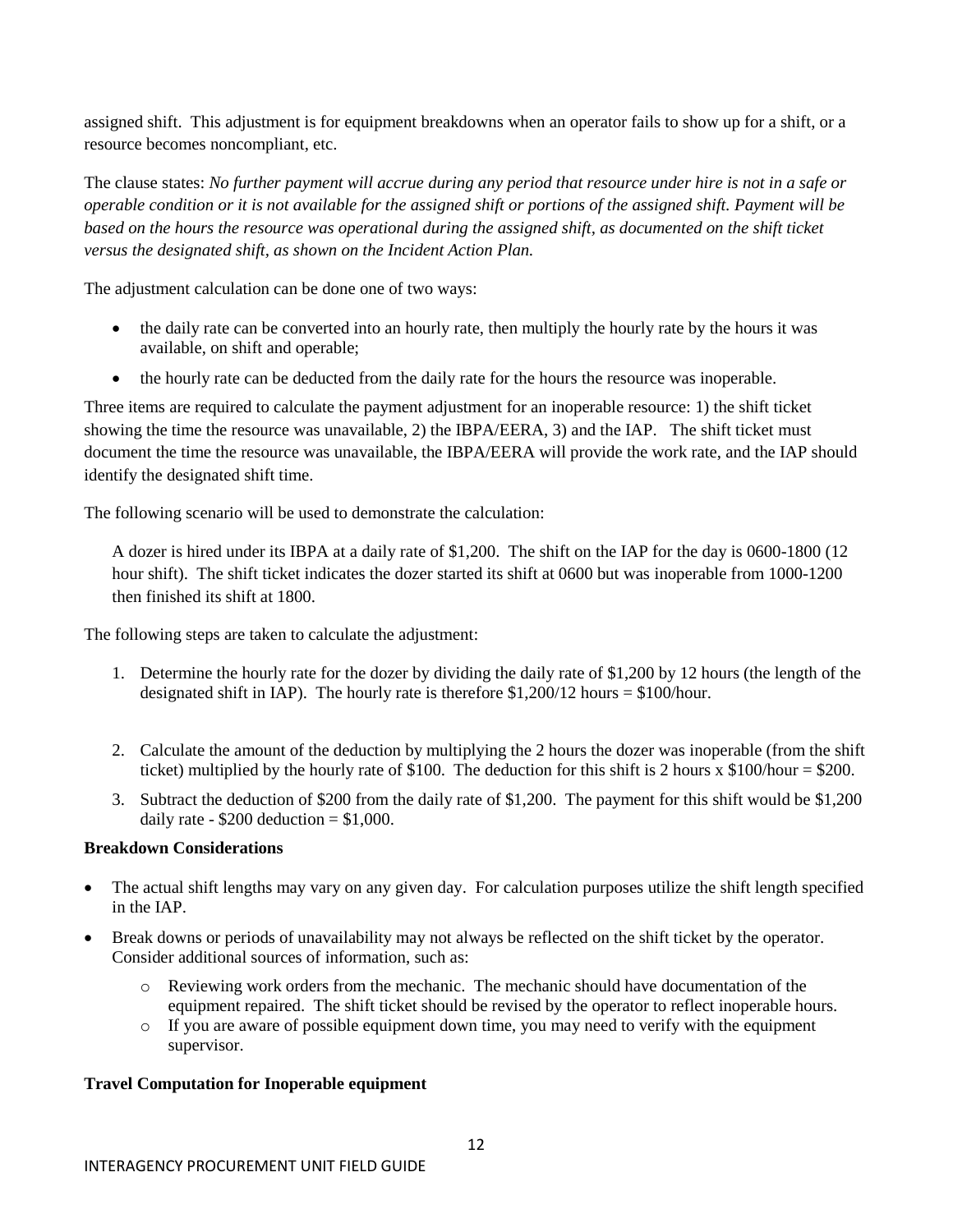assigned shift. This adjustment is for equipment breakdowns when an operator fails to show up for a shift, or a resource becomes noncompliant, etc.

The clause states: *No further payment will accrue during any period that resource under hire is not in a safe or operable condition or it is not available for the assigned shift or portions of the assigned shift. Payment will be based on the hours the resource was operational during the assigned shift, as documented on the shift ticket versus the designated shift, as shown on the Incident Action Plan.*

The adjustment calculation can be done one of two ways:

- the daily rate can be converted into an hourly rate, then multiply the hourly rate by the hours it was available, on shift and operable;
- the hourly rate can be deducted from the daily rate for the hours the resource was inoperable.

Three items are required to calculate the payment adjustment for an inoperable resource: 1) the shift ticket showing the time the resource was unavailable, 2) the IBPA/EERA, 3) and the IAP. The shift ticket must document the time the resource was unavailable, the IBPA/EERA will provide the work rate, and the IAP should identify the designated shift time.

The following scenario will be used to demonstrate the calculation:

> A dozer is hired under its IBPA at a daily rate of $1,200. The shift on the IAP for the day is 0600-1800 (12 hour shift). The shift ticket indicates the dozer started its shift at 0600 but was inoperable from 1000-1200 then finished its shift at 1800.

The following steps are taken to calculate the adjustment:

1. Determine the hourly rate for the dozer by dividing the daily rate of $1,200 by 12 hours (the length of the designated shift in IAP). The hourly rate is therefore $1,200/12 hours = $100/hour.
2. Calculate the amount of the deduction by multiplying the 2 hours the dozer was inoperable (from the shift ticket) multiplied by the hourly rate of $100. The deduction for this shift is 2 hours x $100/hour = $200.
3. Subtract the deduction of $200 from the daily rate of $1,200. The payment for this shift would be $1,200 daily rate - $200 deduction = $1,000.

**Breakdown Considerations**

- The actual shift lengths may vary on any given day. For calculation purposes utilize the shift length specified in the IAP.
- Break downs or periods of unavailability may not always be reflected on the shift ticket by the operator. Consider additional sources of information, such as:
  - Reviewing work orders from the mechanic. The mechanic should have documentation of the equipment repaired. The shift ticket should be revised by the operator to reflect inoperable hours.
  - If you are aware of possible equipment down time, you may need to verify with the equipment supervisor.

**Travel Computation for Inoperable equipment**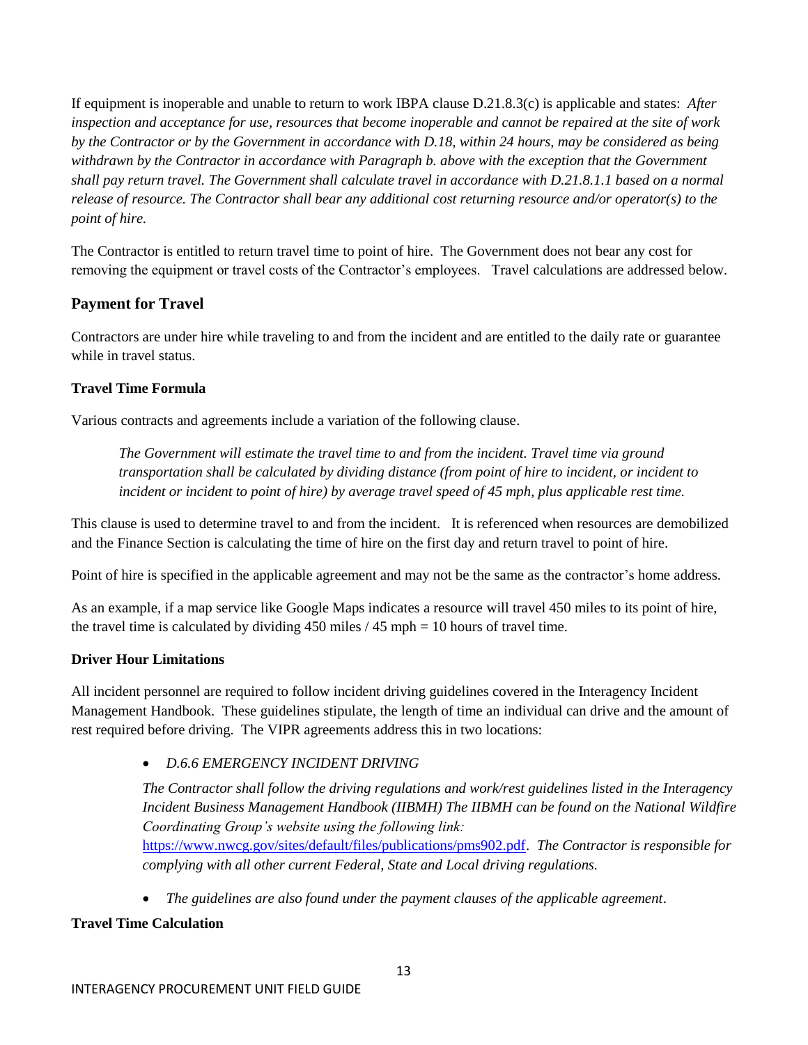If equipment is inoperable and unable to return to work IBPA clause D.21.8.3(c) is applicable and states: *After inspection and acceptance for use, resources that become inoperable and cannot be repaired at the site of work by the Contractor or by the Government in accordance with D.18, within 24 hours, may be considered as being withdrawn by the Contractor in accordance with Paragraph b. above with the exception that the Government shall pay return travel. The Government shall calculate travel in accordance with D.21.8.1.1 based on a normal release of resource. The Contractor shall bear any additional cost returning resource and/or operator(s) to the point of hire.*

The Contractor is entitled to return travel time to point of hire. The Government does not bear any cost for removing the equipment or travel costs of the Contractor's employees. Travel calculations are addressed below.

## Payment for Travel

Contractors are under hire while traveling to and from the incident and are entitled to the daily rate or guarantee while in travel status.

### Travel Time Formula

Various contracts and agreements include a variation of the following clause.

> *The Government will estimate the travel time to and from the incident. Travel time via ground transportation shall be calculated by dividing distance (from point of hire to incident, or incident to incident or incident to point of hire) by average travel speed of 45 mph, plus applicable rest time.*

This clause is used to determine travel to and from the incident. It is referenced when resources are demobilized and the Finance Section is calculating the time of hire on the first day and return travel to point of hire.

Point of hire is specified in the applicable agreement and may not be the same as the contractor's home address.

As an example, if a map service like Google Maps indicates a resource will travel 450 miles to its point of hire, the travel time is calculated by dividing 450 miles / 45 mph = 10 hours of travel time.

### Driver Hour Limitations

All incident personnel are required to follow incident driving guidelines covered in the Interagency Incident Management Handbook. These guidelines stipulate, the length of time an individual can drive and the amount of rest required before driving. The VIPR agreements address this in two locations:

- *D.6.6 EMERGENCY INCIDENT DRIVING*

  *The Contractor shall follow the driving regulations and work/rest guidelines listed in the Interagency Incident Business Management Handbook (IIBMH) The IIBMH can be found on the National Wildfire Coordinating Group's website using the following link:* https://www.nwcg.gov/sites/default/files/publications/pms902.pdf. *The Contractor is responsible for complying with all other current Federal, State and Local driving regulations.*

- *The guidelines are also found under the payment clauses of the applicable agreement*.

### Travel Time Calculation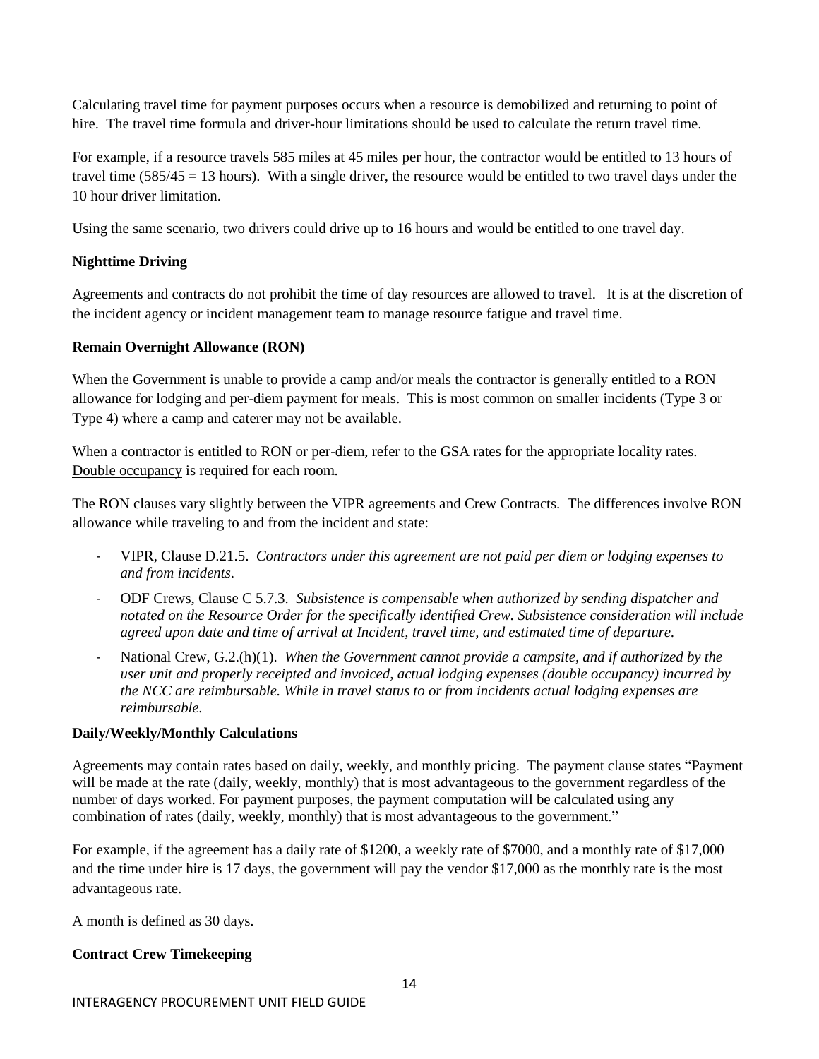Calculating travel time for payment purposes occurs when a resource is demobilized and returning to point of hire. The travel time formula and driver-hour limitations should be used to calculate the return travel time.

For example, if a resource travels 585 miles at 45 miles per hour, the contractor would be entitled to 13 hours of travel time (585/45 = 13 hours). With a single driver, the resource would be entitled to two travel days under the 10 hour driver limitation.

Using the same scenario, two drivers could drive up to 16 hours and would be entitled to one travel day.

**Nighttime Driving**

Agreements and contracts do not prohibit the time of day resources are allowed to travel. It is at the discretion of the incident agency or incident management team to manage resource fatigue and travel time.

**Remain Overnight Allowance (RON)**

When the Government is unable to provide a camp and/or meals the contractor is generally entitled to a RON allowance for lodging and per-diem payment for meals. This is most common on smaller incidents (Type 3 or Type 4) where a camp and caterer may not be available.

When a contractor is entitled to RON or per-diem, refer to the GSA rates for the appropriate locality rates. Double occupancy is required for each room.

The RON clauses vary slightly between the VIPR agreements and Crew Contracts. The differences involve RON allowance while traveling to and from the incident and state:

- VIPR, Clause D.21.5. *Contractors under this agreement are not paid per diem or lodging expenses to and from incidents.*
- ODF Crews, Clause C 5.7.3. *Subsistence is compensable when authorized by sending dispatcher and notated on the Resource Order for the specifically identified Crew. Subsistence consideration will include agreed upon date and time of arrival at Incident, travel time, and estimated time of departure.*
- National Crew, G.2.(h)(1). *When the Government cannot provide a campsite, and if authorized by the user unit and properly receipted and invoiced, actual lodging expenses (double occupancy) incurred by the NCC are reimbursable. While in travel status to or from incidents actual lodging expenses are reimbursable.*

**Daily/Weekly/Monthly Calculations**

Agreements may contain rates based on daily, weekly, and monthly pricing. The payment clause states "Payment will be made at the rate (daily, weekly, monthly) that is most advantageous to the government regardless of the number of days worked. For payment purposes, the payment computation will be calculated using any combination of rates (daily, weekly, monthly) that is most advantageous to the government."

For example, if the agreement has a daily rate of $1200, a weekly rate of $7000, and a monthly rate of $17,000 and the time under hire is 17 days, the government will pay the vendor $17,000 as the monthly rate is the most advantageous rate.

A month is defined as 30 days.

**Contract Crew Timekeeping**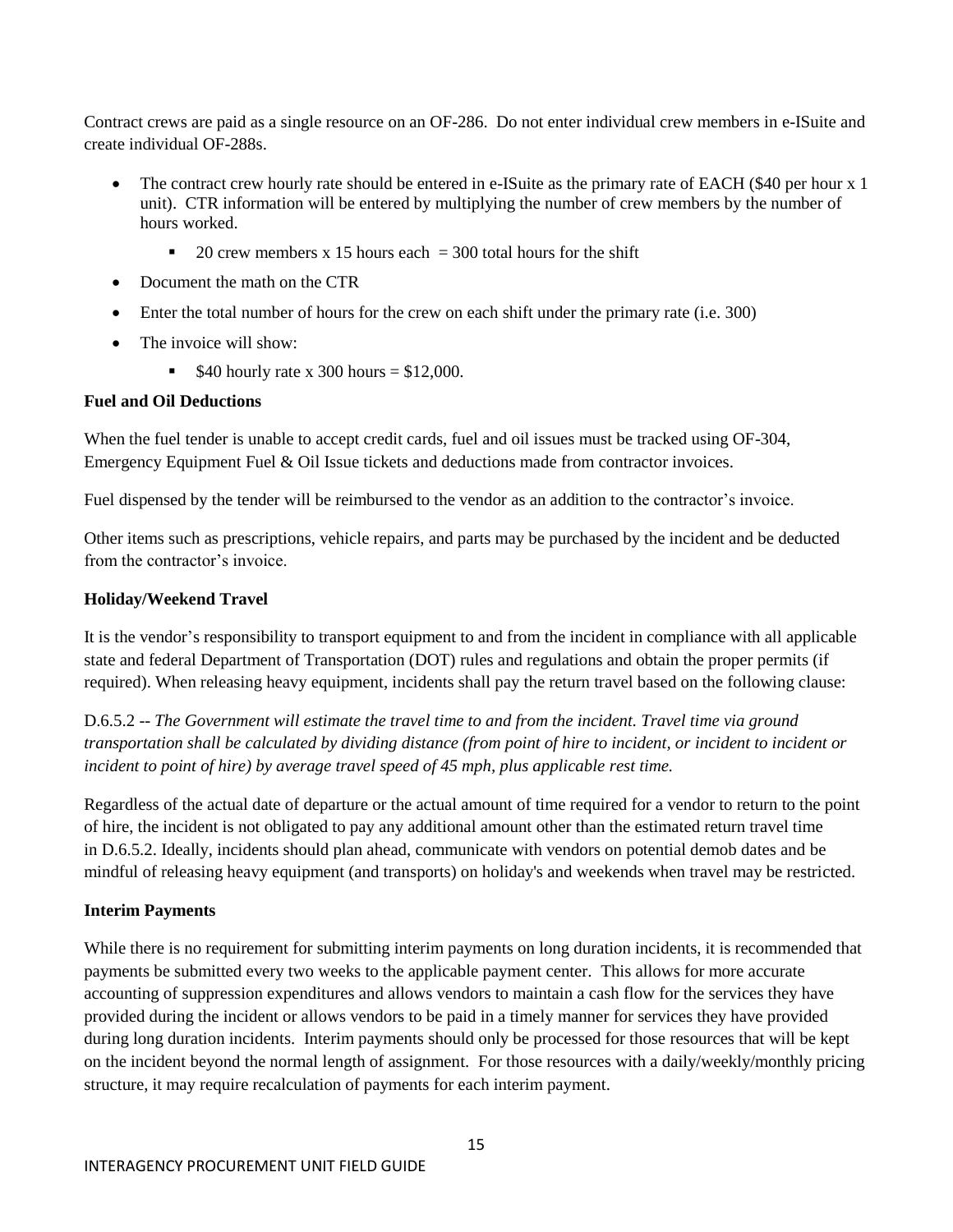Contract crews are paid as a single resource on an OF-286. Do not enter individual crew members in e-ISuite and create individual OF-288s.

- The contract crew hourly rate should be entered in e-ISuite as the primary rate of EACH ($40 per hour x 1 unit). CTR information will be entered by multiplying the number of crew members by the number of hours worked.
  - 20 crew members x 15 hours each = 300 total hours for the shift
- Document the math on the CTR
- Enter the total number of hours for the crew on each shift under the primary rate (i.e. 300)
- The invoice will show:
  - $40 hourly rate x 300 hours = $12,000.

**Fuel and Oil Deductions**

When the fuel tender is unable to accept credit cards, fuel and oil issues must be tracked using OF-304, Emergency Equipment Fuel & Oil Issue tickets and deductions made from contractor invoices.

Fuel dispensed by the tender will be reimbursed to the vendor as an addition to the contractor's invoice.

Other items such as prescriptions, vehicle repairs, and parts may be purchased by the incident and be deducted from the contractor's invoice.

**Holiday/Weekend Travel**

It is the vendor's responsibility to transport equipment to and from the incident in compliance with all applicable state and federal Department of Transportation (DOT) rules and regulations and obtain the proper permits (if required). When releasing heavy equipment, incidents shall pay the return travel based on the following clause:

D.6.5.2 -- *The Government will estimate the travel time to and from the incident. Travel time via ground transportation shall be calculated by dividing distance (from point of hire to incident, or incident to incident or incident to point of hire) by average travel speed of 45 mph, plus applicable rest time.*

Regardless of the actual date of departure or the actual amount of time required for a vendor to return to the point of hire, the incident is not obligated to pay any additional amount other than the estimated return travel time in D.6.5.2. Ideally, incidents should plan ahead, communicate with vendors on potential demob dates and be mindful of releasing heavy equipment (and transports) on holiday's and weekends when travel may be restricted.

**Interim Payments**

While there is no requirement for submitting interim payments on long duration incidents, it is recommended that payments be submitted every two weeks to the applicable payment center. This allows for more accurate accounting of suppression expenditures and allows vendors to maintain a cash flow for the services they have provided during the incident or allows vendors to be paid in a timely manner for services they have provided during long duration incidents. Interim payments should only be processed for those resources that will be kept on the incident beyond the normal length of assignment. For those resources with a daily/weekly/monthly pricing structure, it may require recalculation of payments for each interim payment.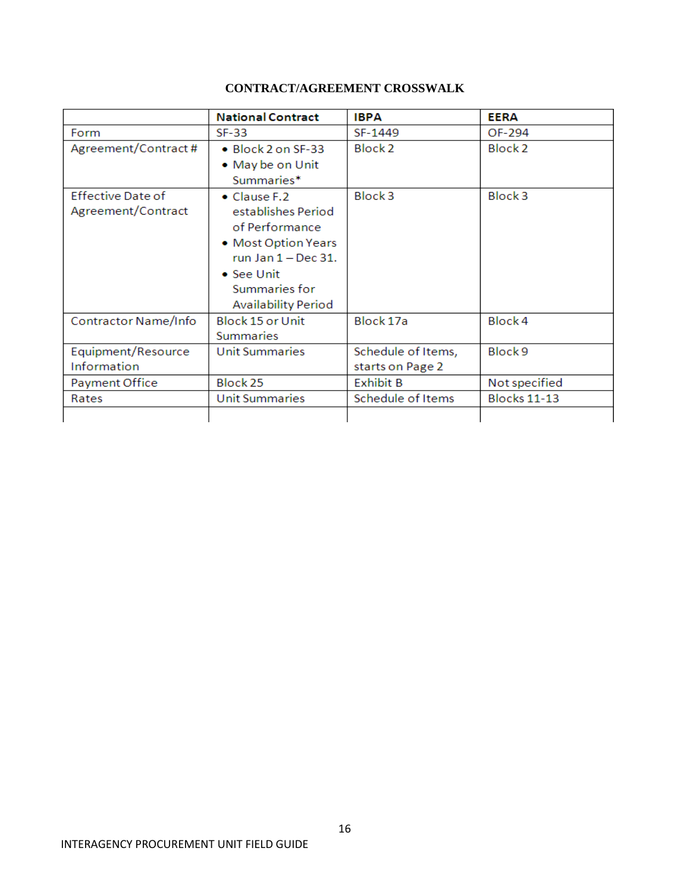**CONTRACT/AGREEMENT CROSSWALK**

| | National Contract | IBPA | EERA |
|---|---|---|---|
| Form | SF-33 | SF-1449 | OF-294 |
| Agreement/Contract # | • Block 2 on SF-33<br>• May be on Unit Summaries* | Block 2 | Block 2 |
| Effective Date of Agreement/Contract | • Clause F.2 establishes Period of Performance<br>• Most Option Years run Jan 1 – Dec 31.<br>• See Unit Summaries for Availability Period | Block 3 | Block 3 |
| Contractor Name/Info | Block 15 or Unit Summaries | Block 17a | Block 4 |
| Equipment/Resource Information | Unit Summaries | Schedule of Items, starts on Page 2 | Block 9 |
| Payment Office | Block 25 | Exhibit B | Not specified |
| Rates | Unit Summaries | Schedule of Items | Blocks 11-13 |
| | | | |